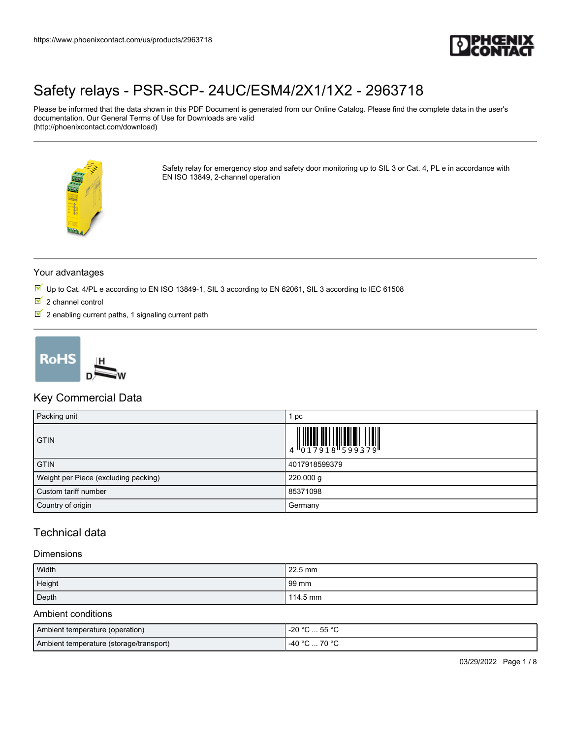# Safety relays - PSR-SCP- 24UC/ESM4/2X1/1X2 - 2963718

Please be informed that the data shown in this PDF Document is generated from our Online Catalog. Please find the complete data in the user's documentation. Our General Terms of Use for Downloads are valid (http://phoenixcontact.com/download)

Safety relay for emergency stop and safety door monitoring up to SIL 3 or Cat. 4, PL e in accordance with EN ISO 13849, 2-channel operation

## Your advantages

- Up to Cat. 4/PL e according to EN ISO 13849-1, SIL 3 according to EN 62061, SIL 3 according to IEC 61508
- 2 channel control
- 2 enabling current paths, 1 signaling current path

## Key Commercial Data

| Packing unit | 1 pc |
|---|---|
| GTIN | 4 017918 599379 |
| GTIN | 4017918599379 |
| Weight per Piece (excluding packing) | 220.000 g |
| Custom tariff number | 85371098 |
| Country of origin | Germany |

## Technical data

### Dimensions

| Width | 22.5 mm |
|---|---|
| Height | 99 mm |
| Depth | 114.5 mm |

### Ambient conditions

| Ambient temperature (operation) | -20 °C ... 55 °C |
|---|---|
| Ambient temperature (storage/transport) | -40 °C ... 70 °C |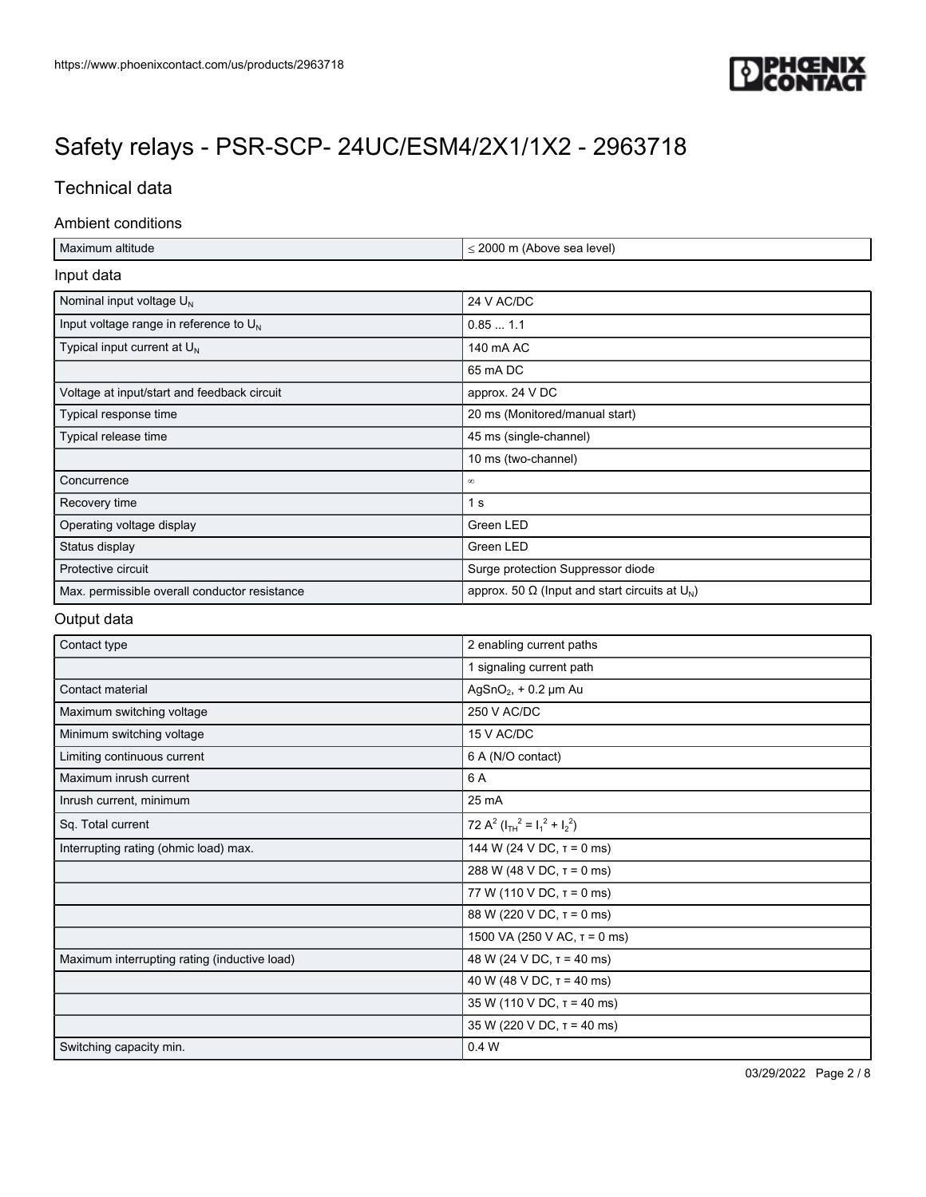# Safety relays - PSR-SCP- 24UC/ESM4/2X1/1X2 - 2963718

## Technical data

### Ambient conditions

| | |
|---|---|
| Maximum altitude | ≤ 2000 m (Above sea level) |

### Input data

| | |
|---|---|
| Nominal input voltage $U_N$ | 24 V AC/DC |
| Input voltage range in reference to $U_N$ | 0.85 ... 1.1 |
| Typical input current at $U_N$ | 140 mA AC |
| | 65 mA DC |
| Voltage at input/start and feedback circuit | approx. 24 V DC |
| Typical response time | 20 ms (Monitored/manual start) |
| Typical release time | 45 ms (single-channel) |
| | 10 ms (two-channel) |
| Concurrence | ∞ |
| Recovery time | 1 s |
| Operating voltage display | Green LED |
| Status display | Green LED |
| Protective circuit | Surge protection Suppressor diode |
| Max. permissible overall conductor resistance | approx. 50 Ω (Input and start circuits at $U_N$) |

### Output data

| | |
|---|---|
| Contact type | 2 enabling current paths |
| | 1 signaling current path |
| Contact material | $AgSnO_2$, + 0.2 µm Au |
| Maximum switching voltage | 250 V AC/DC |
| Minimum switching voltage | 15 V AC/DC |
| Limiting continuous current | 6 A (N/O contact) |
| Maximum inrush current | 6 A |
| Inrush current, minimum | 25 mA |
| Sq. Total current | 72 $A^2$ ($I_{TH}^2 = I_1^2 + I_2^2$) |
| Interrupting rating (ohmic load) max. | 144 W (24 V DC, τ = 0 ms) |
| | 288 W (48 V DC, τ = 0 ms) |
| | 77 W (110 V DC, τ = 0 ms) |
| | 88 W (220 V DC, τ = 0 ms) |
| | 1500 VA (250 V AC, τ = 0 ms) |
| Maximum interrupting rating (inductive load) | 48 W (24 V DC, τ = 40 ms) |
| | 40 W (48 V DC, τ = 40 ms) |
| | 35 W (110 V DC, τ = 40 ms) |
| | 35 W (220 V DC, τ = 40 ms) |
| Switching capacity min. | 0.4 W |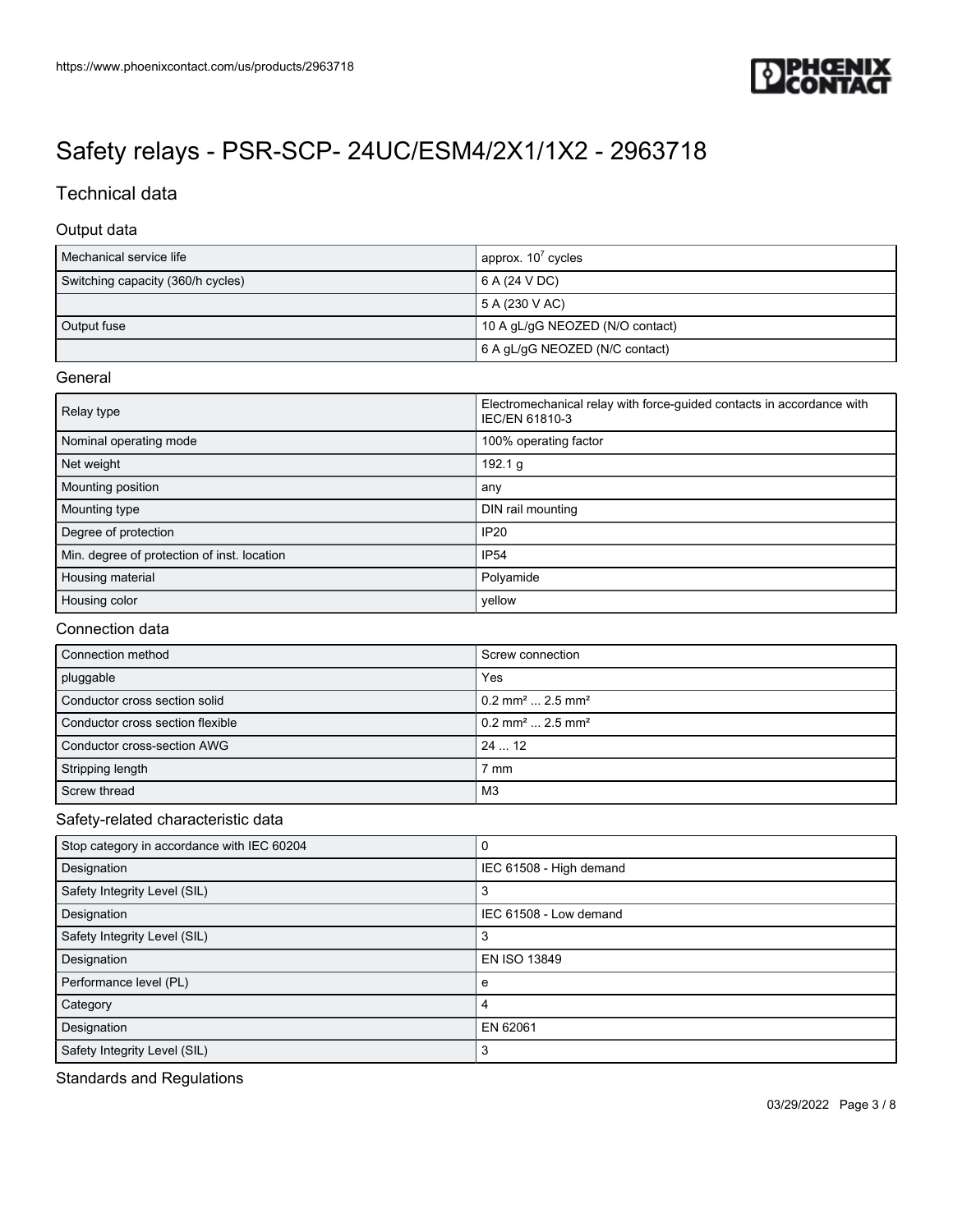# Safety relays - PSR-SCP- 24UC/ESM4/2X1/1X2 - 2963718

## Technical data

### Output data

| | |
|---|---|
| Mechanical service life | approx. $10^7$ cycles |
| Switching capacity (360/h cycles) | 6 A (24 V DC) |
| | 5 A (230 V AC) |
| Output fuse | 10 A gL/gG NEOZED (N/O contact) |
| | 6 A gL/gG NEOZED (N/C contact) |

### General

| | |
|---|---|
| Relay type | Electromechanical relay with force-guided contacts in accordance with IEC/EN 61810-3 |
| Nominal operating mode | 100% operating factor |
| Net weight | 192.1 g |
| Mounting position | any |
| Mounting type | DIN rail mounting |
| Degree of protection | IP20 |
| Min. degree of protection of inst. location | IP54 |
| Housing material | Polyamide |
| Housing color | yellow |

### Connection data

| | |
|---|---|
| Connection method | Screw connection |
| pluggable | Yes |
| Conductor cross section solid | 0.2 mm² ... 2.5 mm² |
| Conductor cross section flexible | 0.2 mm² ... 2.5 mm² |
| Conductor cross-section AWG | 24 ... 12 |
| Stripping length | 7 mm |
| Screw thread | M3 |

### Safety-related characteristic data

| | |
|---|---|
| Stop category in accordance with IEC 60204 | 0 |
| Designation | IEC 61508 - High demand |
| Safety Integrity Level (SIL) | 3 |
| Designation | IEC 61508 - Low demand |
| Safety Integrity Level (SIL) | 3 |
| Designation | EN ISO 13849 |
| Performance level (PL) | e |
| Category | 4 |
| Designation | EN 62061 |
| Safety Integrity Level (SIL) | 3 |

### Standards and Regulations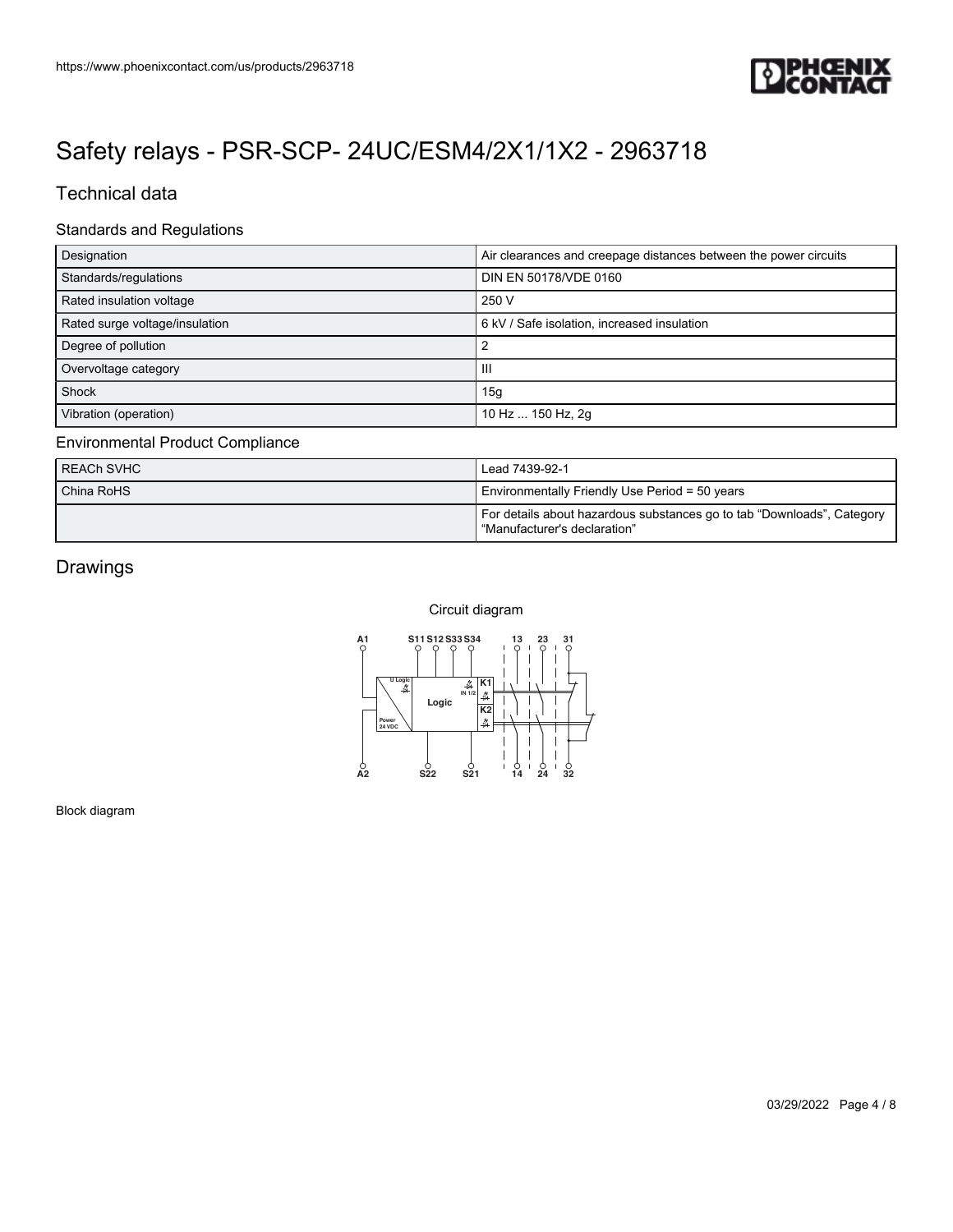# Safety relays - PSR-SCP- 24UC/ESM4/2X1/1X2 - 2963718

## Technical data

### Standards and Regulations

| Designation | Air clearances and creepage distances between the power circuits |
|---|---|
| Standards/regulations | DIN EN 50178/VDE 0160 |
| Rated insulation voltage | 250 V |
| Rated surge voltage/insulation | 6 kV / Safe isolation, increased insulation |
| Degree of pollution | 2 |
| Overvoltage category | III |
| Shock | 15g |
| Vibration (operation) | 10 Hz ... 150 Hz, 2g |

### Environmental Product Compliance

| REACh SVHC | Lead 7439-92-1 |
|---|---|
| China RoHS | Environmentally Friendly Use Period = 50 years |
| | For details about hazardous substances go to tab "Downloads", Category "Manufacturer's declaration" |

## Drawings

Circuit diagram

Block diagram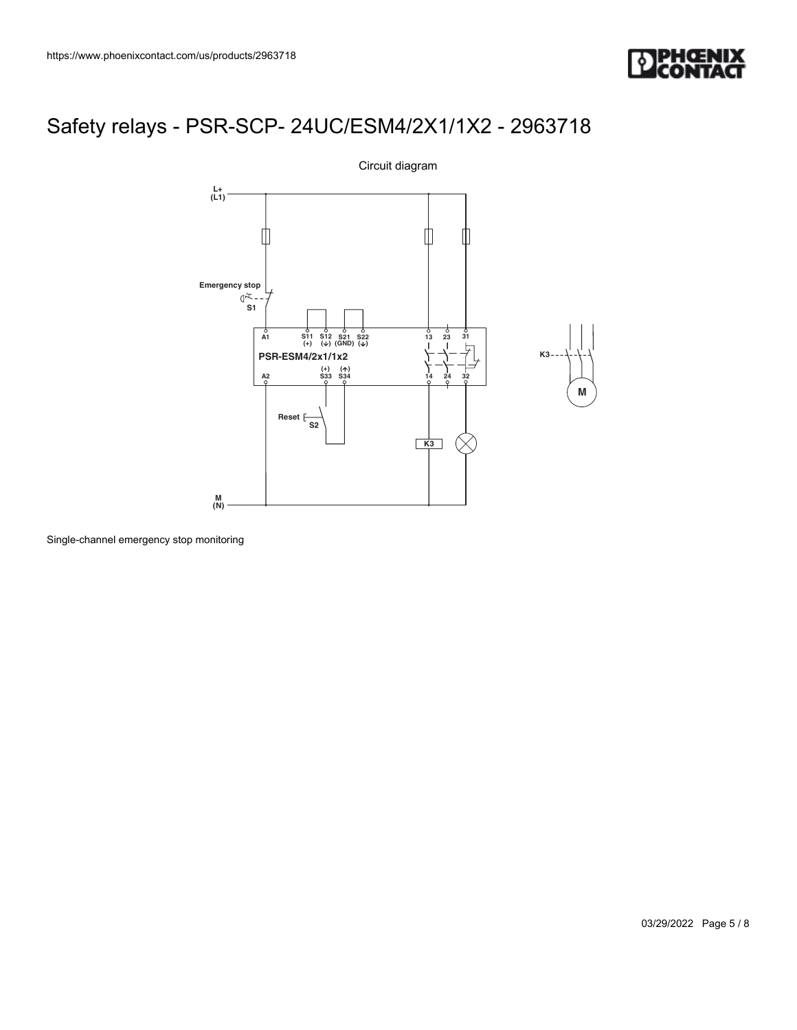# Safety relays - PSR-SCP- 24UC/ESM4/2X1/1X2 - 2963718

Circuit diagram

Single-channel emergency stop monitoring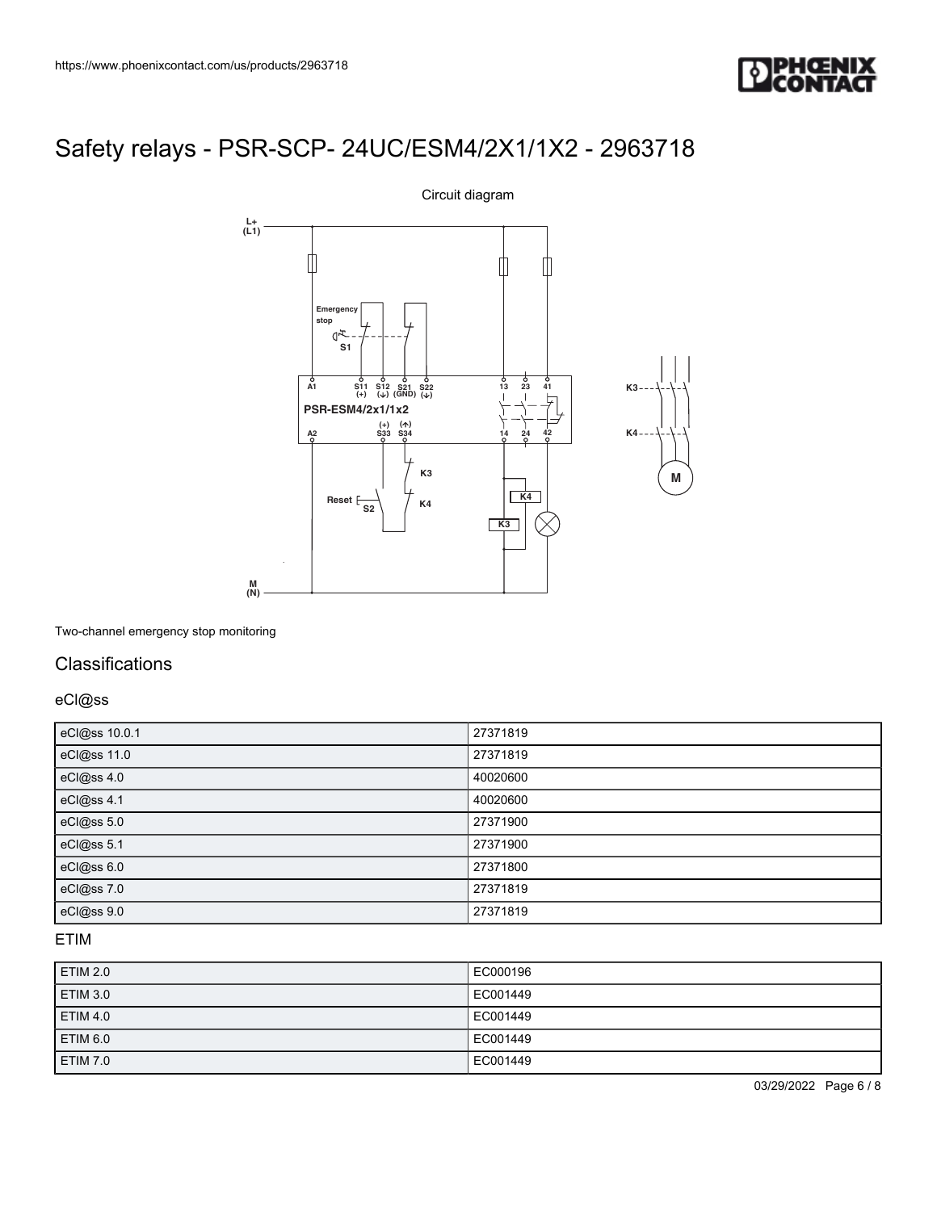# Safety relays - PSR-SCP- 24UC/ESM4/2X1/1X2 - 2963718

Circuit diagram

Two-channel emergency stop monitoring

## Classifications

### eCl@ss

| | |
|---|---|
| eCl@ss 10.0.1 | 27371819 |
| eCl@ss 11.0 | 27371819 |
| eCl@ss 4.0 | 40020600 |
| eCl@ss 4.1 | 40020600 |
| eCl@ss 5.0 | 27371900 |
| eCl@ss 5.1 | 27371900 |
| eCl@ss 6.0 | 27371800 |
| eCl@ss 7.0 | 27371819 |
| eCl@ss 9.0 | 27371819 |

### ETIM

| | |
|---|---|
| ETIM 2.0 | EC000196 |
| ETIM 3.0 | EC001449 |
| ETIM 4.0 | EC001449 |
| ETIM 6.0 | EC001449 |
| ETIM 7.0 | EC001449 |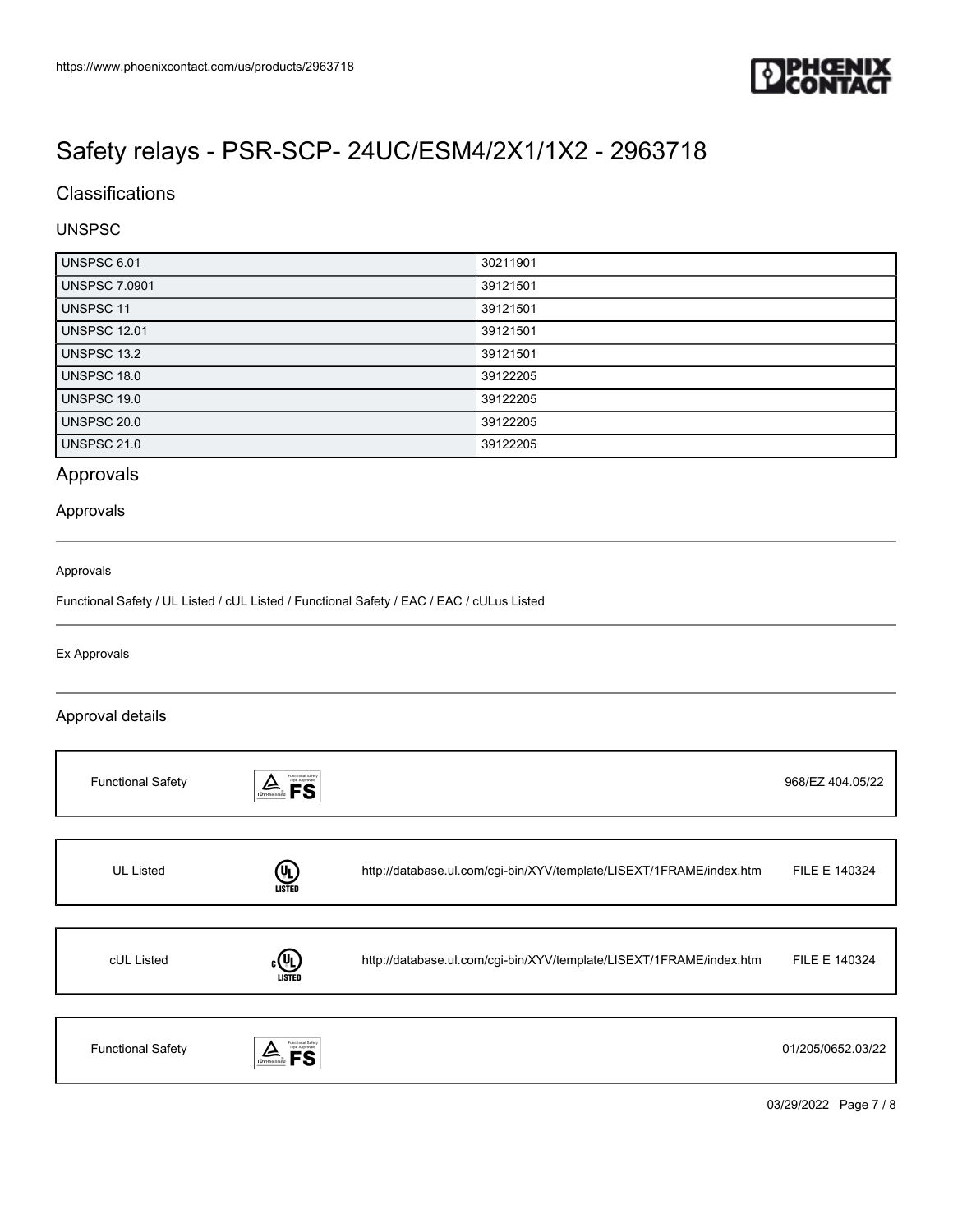# Safety relays - PSR-SCP- 24UC/ESM4/2X1/1X2 - 2963718

## Classifications

### UNSPSC

| | |
|---|---|
| UNSPSC 6.01 | 30211901 |
| UNSPSC 7.0901 | 39121501 |
| UNSPSC 11 | 39121501 |
| UNSPSC 12.01 | 39121501 |
| UNSPSC 13.2 | 39121501 |
| UNSPSC 18.0 | 39122205 |
| UNSPSC 19.0 | 39122205 |
| UNSPSC 20.0 | 39122205 |
| UNSPSC 21.0 | 39122205 |

## Approvals

### Approvals

Approvals

Functional Safety / UL Listed / cUL Listed / Functional Safety / EAC / EAC / cULus Listed

Ex Approvals

### Approval details

| | | |
|---|---|---|
| Functional Safety | | 968/EZ 404.05/22 |

| | | |
|---|---|---|
| UL Listed | http://database.ul.com/cgi-bin/XYV/template/LISEXT/1FRAME/index.htm | FILE E 140324 |

| | | |
|---|---|---|
| cUL Listed | http://database.ul.com/cgi-bin/XYV/template/LISEXT/1FRAME/index.htm | FILE E 140324 |

| | | |
|---|---|---|
| Functional Safety | | 01/205/0652.03/22 |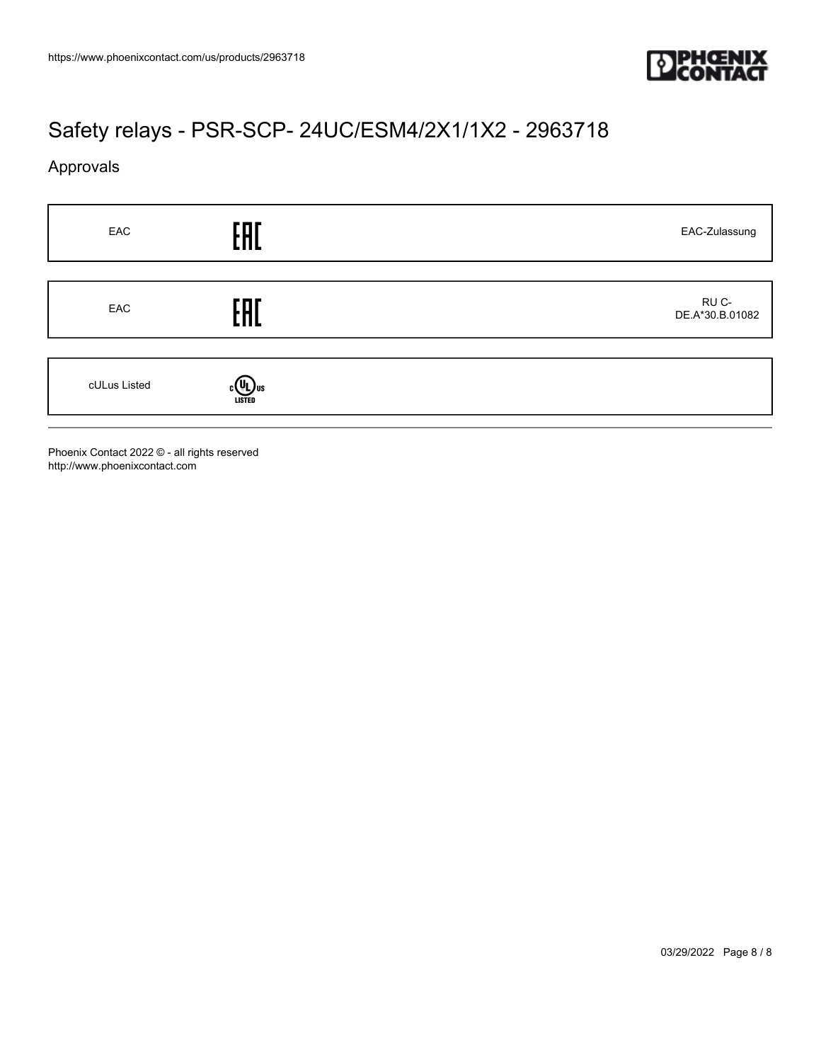# Safety relays - PSR-SCP- 24UC/ESM4/2X1/1X2 - 2963718

## Approvals

| | | |
|---|---|---|
| EAC | EAC | EAC-Zulassung |

| | | |
|---|---|---|
| EAC | EAC | RU C-DE.A*30.B.01082 |

| | | |
|---|---|---|
| cULus Listed | c UL us LISTED | |

Phoenix Contact 2022 © - all rights reserved
http://www.phoenixcontact.com